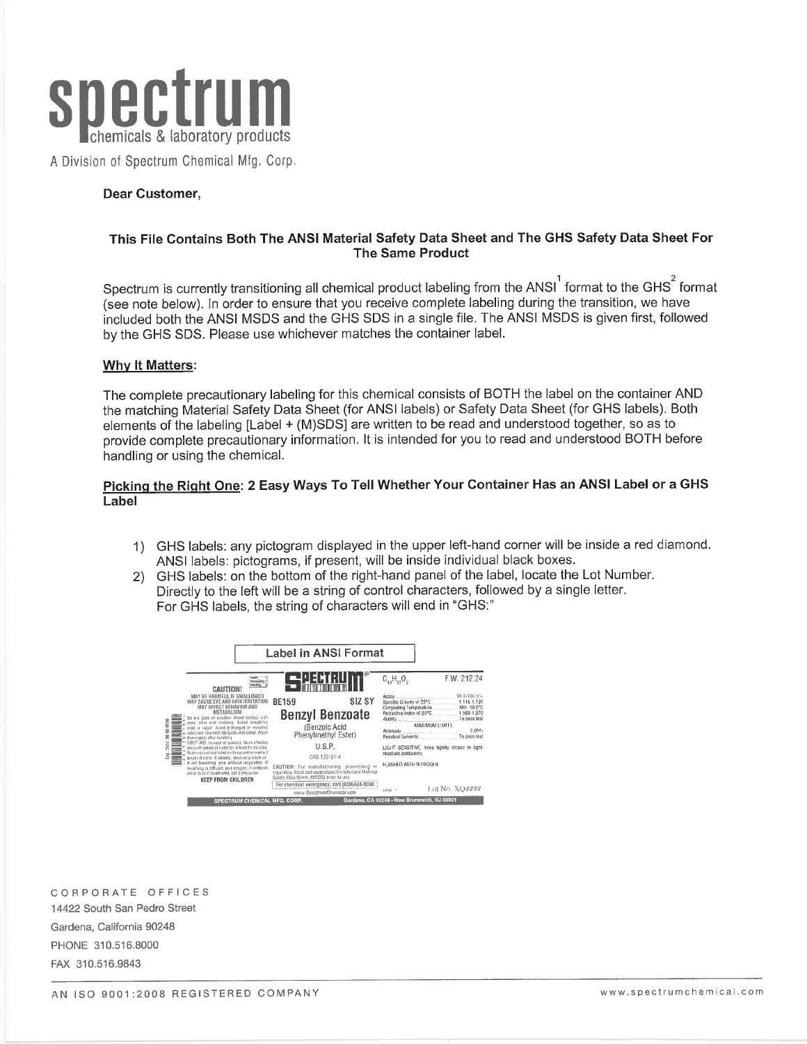# spectrum

chemicals & laboratory products

A Division of Spectrum Chemical Mfg. Corp.

**Dear Customer,**

**This File Contains Both The ANSI Material Safety Data Sheet and The GHS Safety Data Sheet For The Same Product**

Spectrum is currently transitioning all chemical product labeling from the ANSI[1] format to the GHS[2] format (see note below). In order to ensure that you receive complete labeling during the transition, we have included both the ANSI MSDS and the GHS SDS in a single file. The ANSI MSDS is given first, followed by the GHS SDS. Please use whichever matches the container label.

**Why It Matters:**

The complete precautionary labeling for this chemical consists of BOTH the label on the container AND the matching Material Safety Data Sheet (for ANSI labels) or Safety Data Sheet (for GHS labels). Both elements of the labeling [Label + (M)SDS] are written to be read and understood together, so as to provide complete precautionary information. It is intended for you to read and understood BOTH before handling or using the chemical.

**Picking the Right One: 2 Easy Ways To Tell Whether Your Container Has an ANSI Label or a GHS Label**

1) GHS labels: any pictogram displayed in the upper left-hand corner will be inside a red diamond. ANSI labels: pictograms, if present, will be inside individual black boxes.
2) GHS labels: on the bottom of the right-hand panel of the label, locate the Lot Number. Directly to the left will be a string of control characters, followed by a single letter. For GHS labels, the string of characters will end in "GHS:"

**Label in ANSI Format**

CAUTION!
MAY BE HARMFUL IF SWALLOWED
MAY CAUSE EYE AND SKIN IRRITATION
MAY AFFECT BEHAVIOR AND METABOLISM
Do not taste or swallow. Avoid contact with eyes, skin and clothing. Avoid breathing mist or vapor. Avoid prolonged or repeated exposure. Use with adequate ventilation. Wash thoroughly after handling.
FIRST AID: In case of contact, flush affected area with plenty of water for at least 15 minutes. Remove contaminated clothing and for eyes, if lenses if can. If inhaled, remove to fresh air. If not breathing, give artificial respiration. If breathing is difficult, give oxygen. If irritation persists or if swallowed, call a physician.
KEEP FROM CHILDREN

SPECTRUM
BE159 SIZ SY
**Benzyl Benzoate**
(Benzoic Acid Phenylmethyl Ester)
U.S.P.
CAS 120-51-4

CAUTION: For manufacturing, processing or repacking. Read and understand the label and Material Safety Data Sheet (MSDS) prior to use.
For chemical emergency, call (800)424-9300
www.SpectrumChemical.com

$C_{14}H_{12}O_2$ F.W. 212.24

| | |
|---|---|
| Assay | 99.0-100.5% |
| Specific Gravity at 25°C | 1.116-1.120 |
| Congealing Temperature | Min. 18.0°C |
| Refractive Index at 20°C | 1.568-1.570 |
| Acidity | To pass test |
| MAXIMUM LIMITS | |
| Aldehyde | 0.05% |
| Residual Solvents | To pass test |

LIGHT SENSITIVE: Keep tightly closed in light-resistant containers.
FLUSHED WITH NITROGEN

Lot No. XQ####

SPECTRUM CHEMICAL MFG. CORP. Gardena, CA 90248 - New Brunswick, NJ 08901

CORPORATE OFFICES
14422 South San Pedro Street
Gardena, California 90248
PHONE 310.516.8000
FAX 310.516.9843

AN ISO 9001:2008 REGISTERED COMPANY www.spectrumchemical.com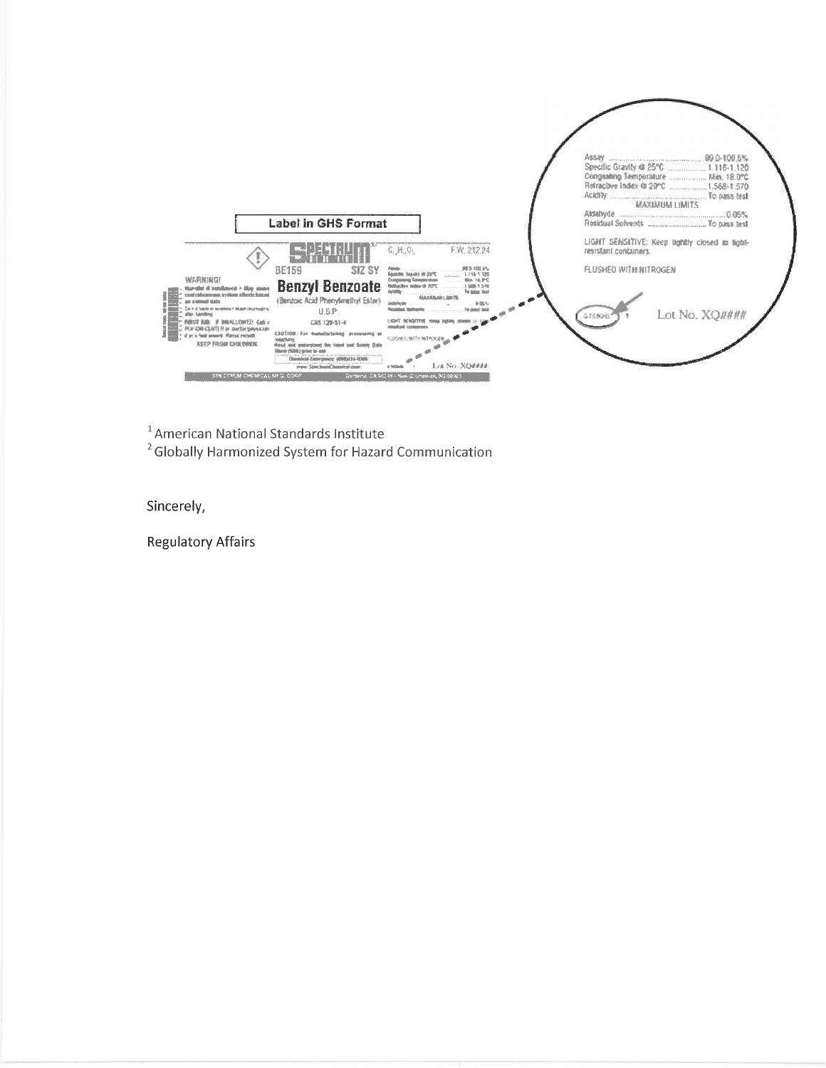Label in GHS Format

WARNING!
KEEP FROM CHILDREN

BE159 SIZ SY

**Benzyl Benzoate**

(Benzoic Acid Phenylmethyl Ester)

U.S.P.

CAS 120-51-4

$C_{14}H_{12}O_2$ F.W. 212.24

SPECTRUM CHEMICAL MFG. CORP.

Assay .......... 99.0-100.5%
Specific Gravity @ 25°C .......... 1.116-1.120
Congealing Temperature .......... Min. 18.0°C
Refractive Index @ 20°C .......... 1.568-1.570
Acidity .......... To pass test

MAXIMUM LIMITS

Aldehyde .......... 0.05%
Residual Solvents .......... To pass test

LIGHT SENSITIVE: Keep tightly closed in light-resistant containers.

FLUSHED WITH NITROGEN

Lot No. XQ####

[1] American National Standards Institute
[2] Globally Harmonized System for Hazard Communication

Sincerely,

Regulatory Affairs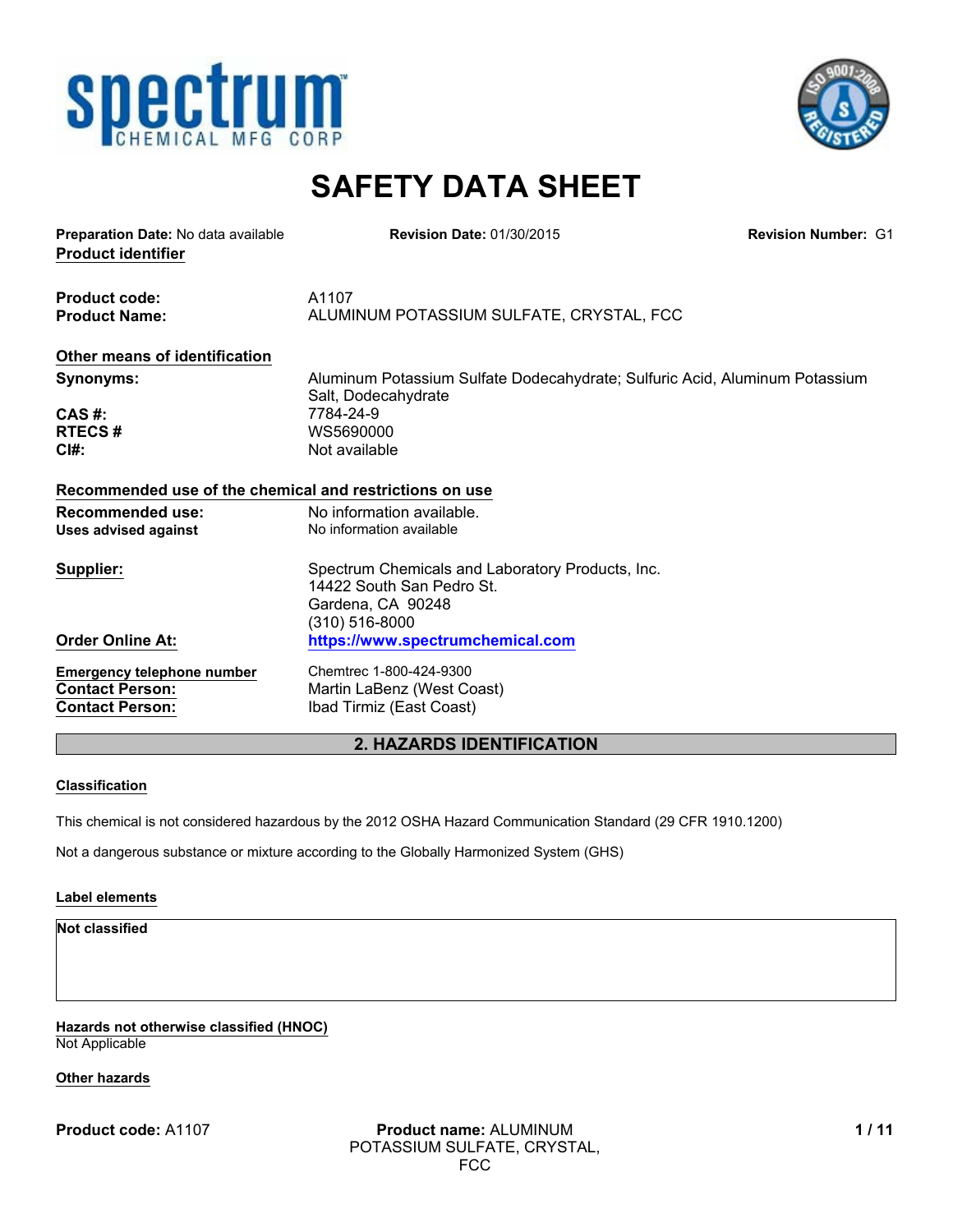# SAFETY DATA SHEET

**Preparation Date:** No data available **Revision Date:** 01/30/2015 **Revision Number:** G1

**Product identifier**

| | |
|---|---|
| **Product code:** | A1107 |
| **Product Name:** | ALUMINUM POTASSIUM SULFATE, CRYSTAL, FCC |

**Other means of identification**

| | |
|---|---|
| **Synonyms:** | Aluminum Potassium Sulfate Dodecahydrate; Sulfuric Acid, Aluminum Potassium Salt, Dodecahydrate |
| **CAS #:** | 7784-24-9 |
| **RTECS #** | WS5690000 |
| **CI#:** | Not available |

**Recommended use of the chemical and restrictions on use**

| | |
|---|---|
| **Recommended use:** | No information available. |
| **Uses advised against** | No information available |

| | |
|---|---|
| **Supplier:** | Spectrum Chemicals and Laboratory Products, Inc.<br>14422 South San Pedro St.<br>Gardena, CA 90248<br>(310) 516-8000 |
| **Order Online At:** | https://www.spectrumchemical.com |
| **Emergency telephone number** | Chemtrec 1-800-424-9300 |
| **Contact Person:** | Martin LaBenz (West Coast) |
| **Contact Person:** | Ibad Tirmiz (East Coast) |

## 2. HAZARDS IDENTIFICATION

**Classification**

This chemical is not considered hazardous by the 2012 OSHA Hazard Communication Standard (29 CFR 1910.1200)

Not a dangerous substance or mixture according to the Globally Harmonized System (GHS)

**Label elements**

**Not classified**

**Hazards not otherwise classified (HNOC)**
Not Applicable

**Other hazards**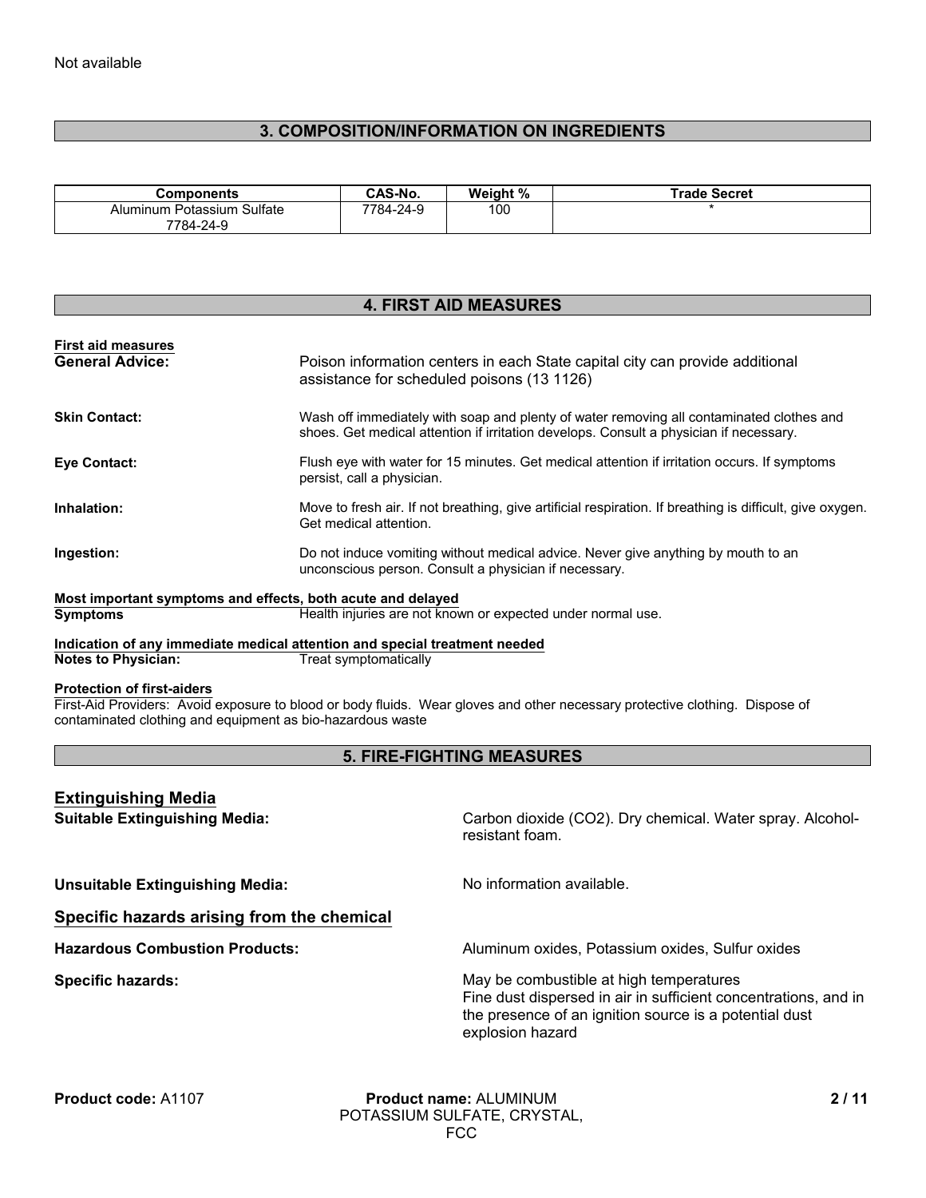Not available

## 3. COMPOSITION/INFORMATION ON INGREDIENTS

| Components | CAS-No. | Weight % | Trade Secret |
|---|---|---|---|
| Aluminum Potassium Sulfate 7784-24-9 | 7784-24-9 | 100 | * |

## 4. FIRST AID MEASURES

**First aid measures**

**General Advice:** Poison information centers in each State capital city can provide additional assistance for scheduled poisons (13 1126)

**Skin Contact:** Wash off immediately with soap and plenty of water removing all contaminated clothes and shoes. Get medical attention if irritation develops. Consult a physician if necessary.

**Eye Contact:** Flush eye with water for 15 minutes. Get medical attention if irritation occurs. If symptoms persist, call a physician.

**Inhalation:** Move to fresh air. If not breathing, give artificial respiration. If breathing is difficult, give oxygen. Get medical attention.

**Ingestion:** Do not induce vomiting without medical advice. Never give anything by mouth to an unconscious person. Consult a physician if necessary.

**Most important symptoms and effects, both acute and delayed**

**Symptoms** Health injuries are not known or expected under normal use.

**Indication of any immediate medical attention and special treatment needed**

**Notes to Physician:** Treat symptomatically

**Protection of first-aiders**

First-Aid Providers: Avoid exposure to blood or body fluids. Wear gloves and other necessary protective clothing. Dispose of contaminated clothing and equipment as bio-hazardous waste

## 5. FIRE-FIGHTING MEASURES

### Extinguishing Media

**Suitable Extinguishing Media:** Carbon dioxide ($CO_2$). Dry chemical. Water spray. Alcohol-resistant foam.

**Unsuitable Extinguishing Media:** No information available.

### Specific hazards arising from the chemical

**Hazardous Combustion Products:** Aluminum oxides, Potassium oxides, Sulfur oxides

**Specific hazards:** May be combustible at high temperatures
Fine dust dispersed in air in sufficient concentrations, and in the presence of an ignition source is a potential dust explosion hazard

**Product code:** A1107 **Product name:** ALUMINUM POTASSIUM SULFATE, CRYSTAL, FCC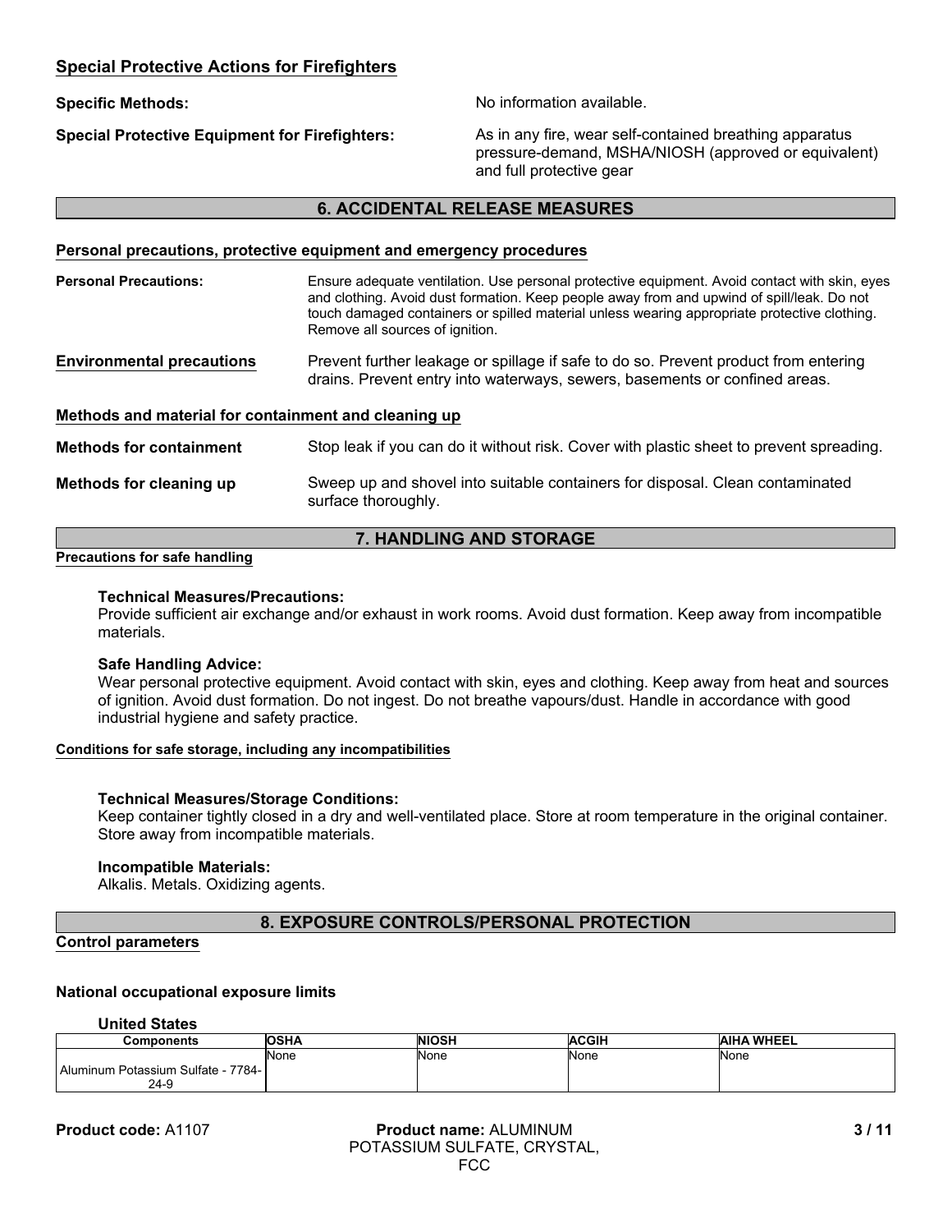### Special Protective Actions for Firefighters

**Specific Methods:** No information available.

**Special Protective Equipment for Firefighters:** As in any fire, wear self-contained breathing apparatus pressure-demand, MSHA/NIOSH (approved or equivalent) and full protective gear

## 6. ACCIDENTAL RELEASE MEASURES

### Personal precautions, protective equipment and emergency procedures

**Personal Precautions:** Ensure adequate ventilation. Use personal protective equipment. Avoid contact with skin, eyes and clothing. Avoid dust formation. Keep people away from and upwind of spill/leak. Do not touch damaged containers or spilled material unless wearing appropriate protective clothing. Remove all sources of ignition.

**Environmental precautions** Prevent further leakage or spillage if safe to do so. Prevent product from entering drains. Prevent entry into waterways, sewers, basements or confined areas.

### Methods and material for containment and cleaning up

**Methods for containment** Stop leak if you can do it without risk. Cover with plastic sheet to prevent spreading.

**Methods for cleaning up** Sweep up and shovel into suitable containers for disposal. Clean contaminated surface thoroughly.

## 7. HANDLING AND STORAGE

### Precautions for safe handling

**Technical Measures/Precautions:**
Provide sufficient air exchange and/or exhaust in work rooms. Avoid dust formation. Keep away from incompatible materials.

**Safe Handling Advice:**
Wear personal protective equipment. Avoid contact with skin, eyes and clothing. Keep away from heat and sources of ignition. Avoid dust formation. Do not ingest. Do not breathe vapours/dust. Handle in accordance with good industrial hygiene and safety practice.

### Conditions for safe storage, including any incompatibilities

**Technical Measures/Storage Conditions:**
Keep container tightly closed in a dry and well-ventilated place. Store at room temperature in the original container. Store away from incompatible materials.

**Incompatible Materials:**
Alkalis. Metals. Oxidizing agents.

## 8. EXPOSURE CONTROLS/PERSONAL PROTECTION

### Control parameters

**National occupational exposure limits**

**United States**

| Components | OSHA | NIOSH | ACGIH | AIHA WHEEL |
|---|---|---|---|---|
| Aluminum Potassium Sulfate - 7784-24-9 | None | None | None | None |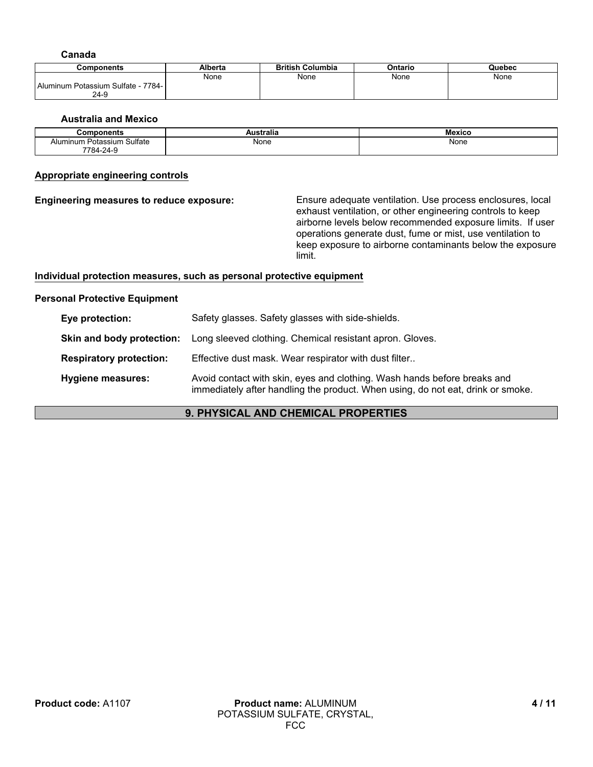### Canada

| Components | Alberta | British Columbia | Ontario | Quebec |
|---|---|---|---|---|
| Aluminum Potassium Sulfate - 7784-24-9 | None | None | None | None |

### Australia and Mexico

| Components | Australia | Mexico |
|---|---|---|
| Aluminum Potassium Sulfate 7784-24-9 | None | None |

## Appropriate engineering controls

**Engineering measures to reduce exposure:** Ensure adequate ventilation. Use process enclosures, local exhaust ventilation, or other engineering controls to keep airborne levels below recommended exposure limits. If user operations generate dust, fume or mist, use ventilation to keep exposure to airborne contaminants below the exposure limit.

## Individual protection measures, such as personal protective equipment

**Personal Protective Equipment**

**Eye protection:** Safety glasses. Safety glasses with side-shields.

**Skin and body protection:** Long sleeved clothing. Chemical resistant apron. Gloves.

**Respiratory protection:** Effective dust mask. Wear respirator with dust filter..

**Hygiene measures:** Avoid contact with skin, eyes and clothing. Wash hands before breaks and immediately after handling the product. When using, do not eat, drink or smoke.

## 9. PHYSICAL AND CHEMICAL PROPERTIES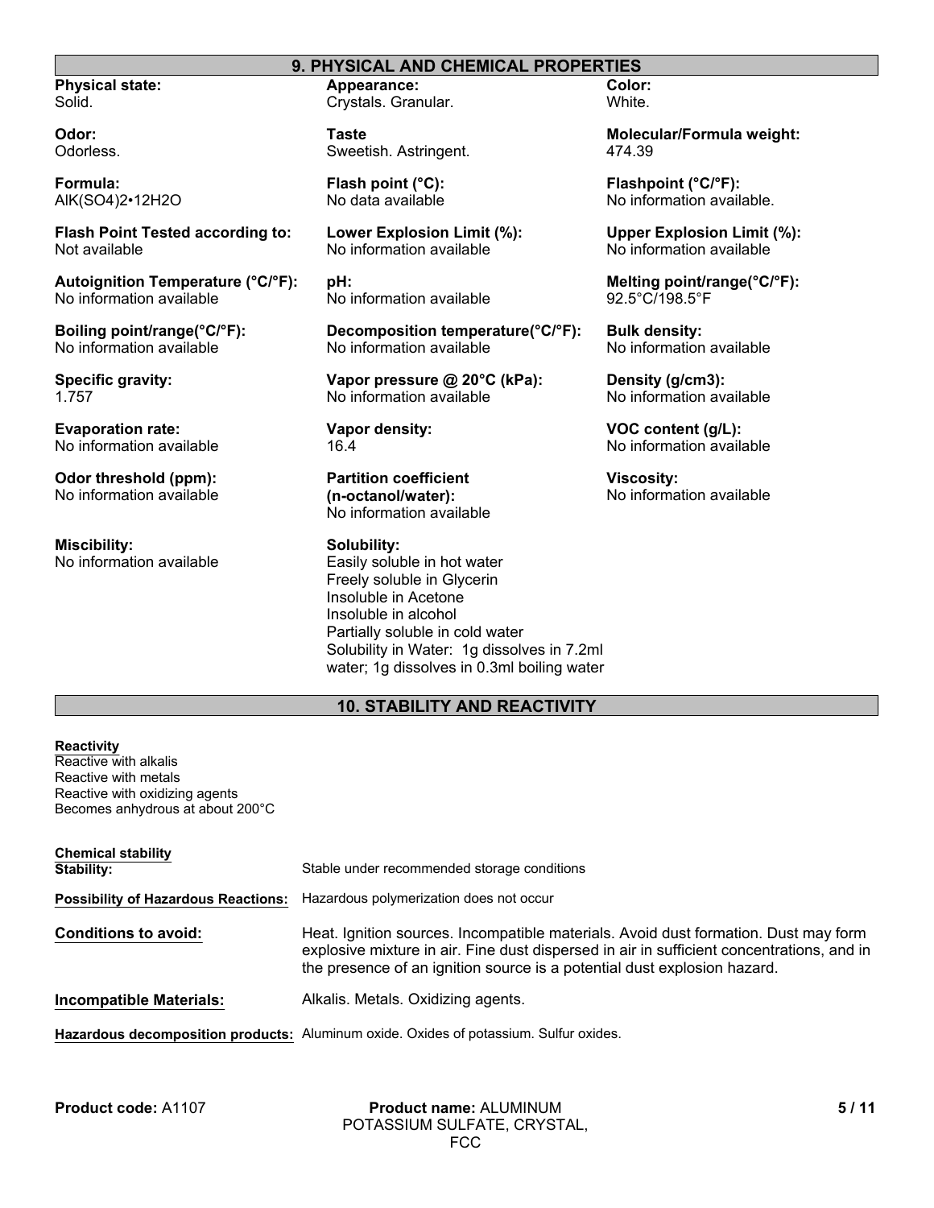## 9. PHYSICAL AND CHEMICAL PROPERTIES

**Physical state:**
Solid.

**Appearance:**
Crystals. Granular.

**Color:**
White.

**Odor:**
Odorless.

**Taste**
Sweetish. Astringent.

**Molecular/Formula weight:**
474.39

**Formula:**
$AlK(SO_4)_2 \cdot 12H_2O$

**Flash point (°C):**
No data available

**Flashpoint (°C/°F):**
No information available.

**Flash Point Tested according to:**
Not available

**Lower Explosion Limit (%):**
No information available

**Upper Explosion Limit (%):**
No information available

**Autoignition Temperature (°C/°F):**
No information available

**pH:**
No information available

**Melting point/range(°C/°F):**
92.5°C/198.5°F

**Boiling point/range(°C/°F):**
No information available

**Decomposition temperature(°C/°F):**
No information available

**Bulk density:**
No information available

**Specific gravity:**
1.757

**Vapor pressure @ 20°C (kPa):**
No information available

**Density (g/cm3):**
No information available

**Evaporation rate:**
No information available

**Vapor density:**
16.4

**VOC content (g/L):**
No information available

**Odor threshold (ppm):**
No information available

**Partition coefficient (n-octanol/water):**
No information available

**Viscosity:**
No information available

**Miscibility:**
No information available

**Solubility:**
Easily soluble in hot water
Freely soluble in Glycerin
Insoluble in Acetone
Insoluble in alcohol
Partially soluble in cold water
Solubility in Water: 1g dissolves in 7.2ml water; 1g dissolves in 0.3ml boiling water

## 10. STABILITY AND REACTIVITY

**Reactivity**
Reactive with alkalis
Reactive with metals
Reactive with oxidizing agents
Becomes anhydrous at about 200°C

**Chemical stability**
**Stability:** Stable under recommended storage conditions

**Possibility of Hazardous Reactions:** Hazardous polymerization does not occur

**Conditions to avoid:** Heat. Ignition sources. Incompatible materials. Avoid dust formation. Dust may form explosive mixture in air. Fine dust dispersed in air in sufficient concentrations, and in the presence of an ignition source is a potential dust explosion hazard.

**Incompatible Materials:** Alkalis. Metals. Oxidizing agents.

**Hazardous decomposition products:** Aluminum oxide. Oxides of potassium. Sulfur oxides.

**Product code:** A1107 **Product name:** ALUMINUM POTASSIUM SULFATE, CRYSTAL, FCC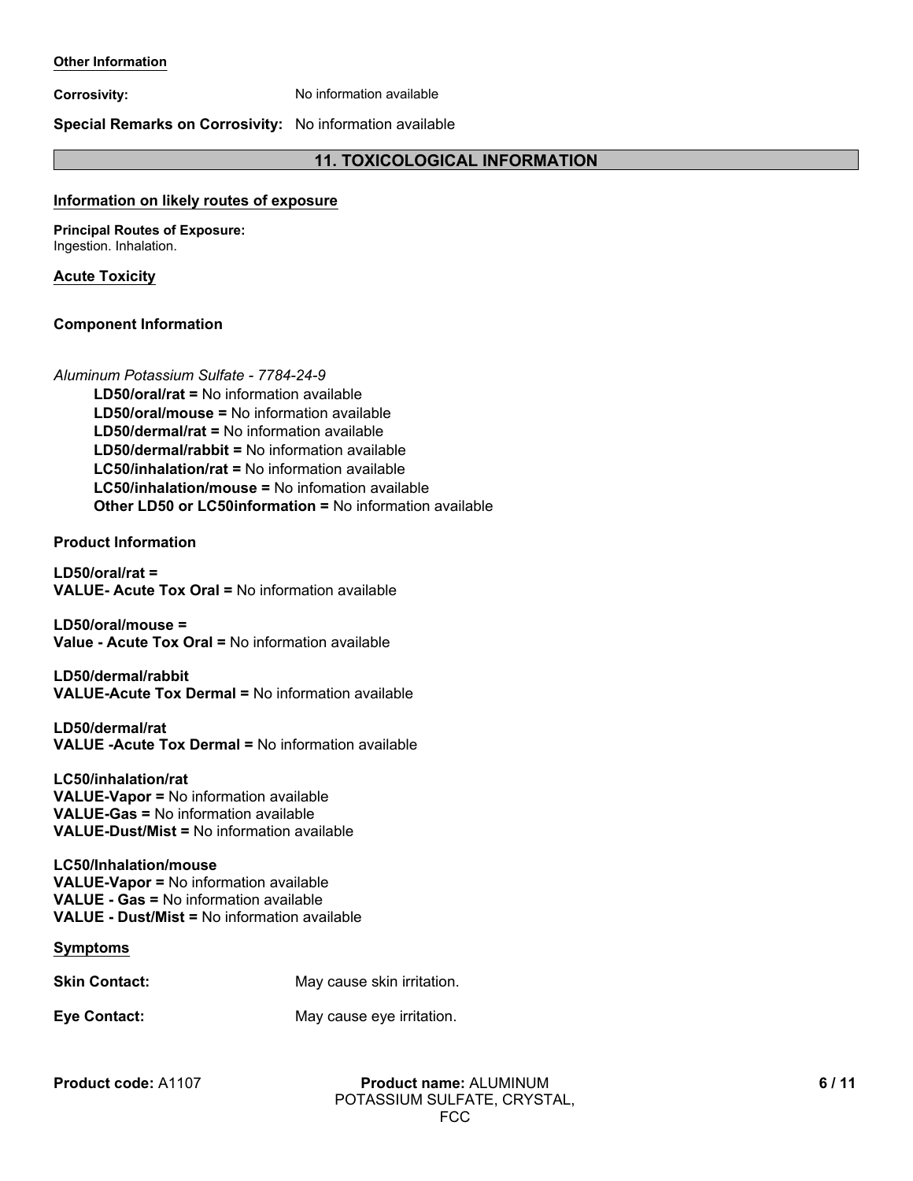**Other Information**

**Corrosivity:** No information available

**Special Remarks on Corrosivity:** No information available

## 11. TOXICOLOGICAL INFORMATION

### Information on likely routes of exposure

**Principal Routes of Exposure:**
Ingestion. Inhalation.

### Acute Toxicity

**Component Information**

*Aluminum Potassium Sulfate - 7784-24-9*

**LD50/oral/rat =** No information available
**LD50/oral/mouse =** No information available
**LD50/dermal/rat =** No information available
**LD50/dermal/rabbit =** No information available
**LC50/inhalation/rat =** No information available
**LC50/inhalation/mouse =** No infomation available
**Other LD50 or LC50information =** No information available

**Product Information**

**LD50/oral/rat =**
**VALUE- Acute Tox Oral =** No information available

**LD50/oral/mouse =**
**Value - Acute Tox Oral =** No information available

**LD50/dermal/rabbit**
**VALUE-Acute Tox Dermal =** No information available

**LD50/dermal/rat**
**VALUE -Acute Tox Dermal =** No information available

**LC50/inhalation/rat**
**VALUE-Vapor =** No information available
**VALUE-Gas =** No information available
**VALUE-Dust/Mist =** No information available

**LC50/Inhalation/mouse**
**VALUE-Vapor =** No information available
**VALUE - Gas =** No information available
**VALUE - Dust/Mist =** No information available

### Symptoms

**Skin Contact:** May cause skin irritation.

**Eye Contact:** May cause eye irritation.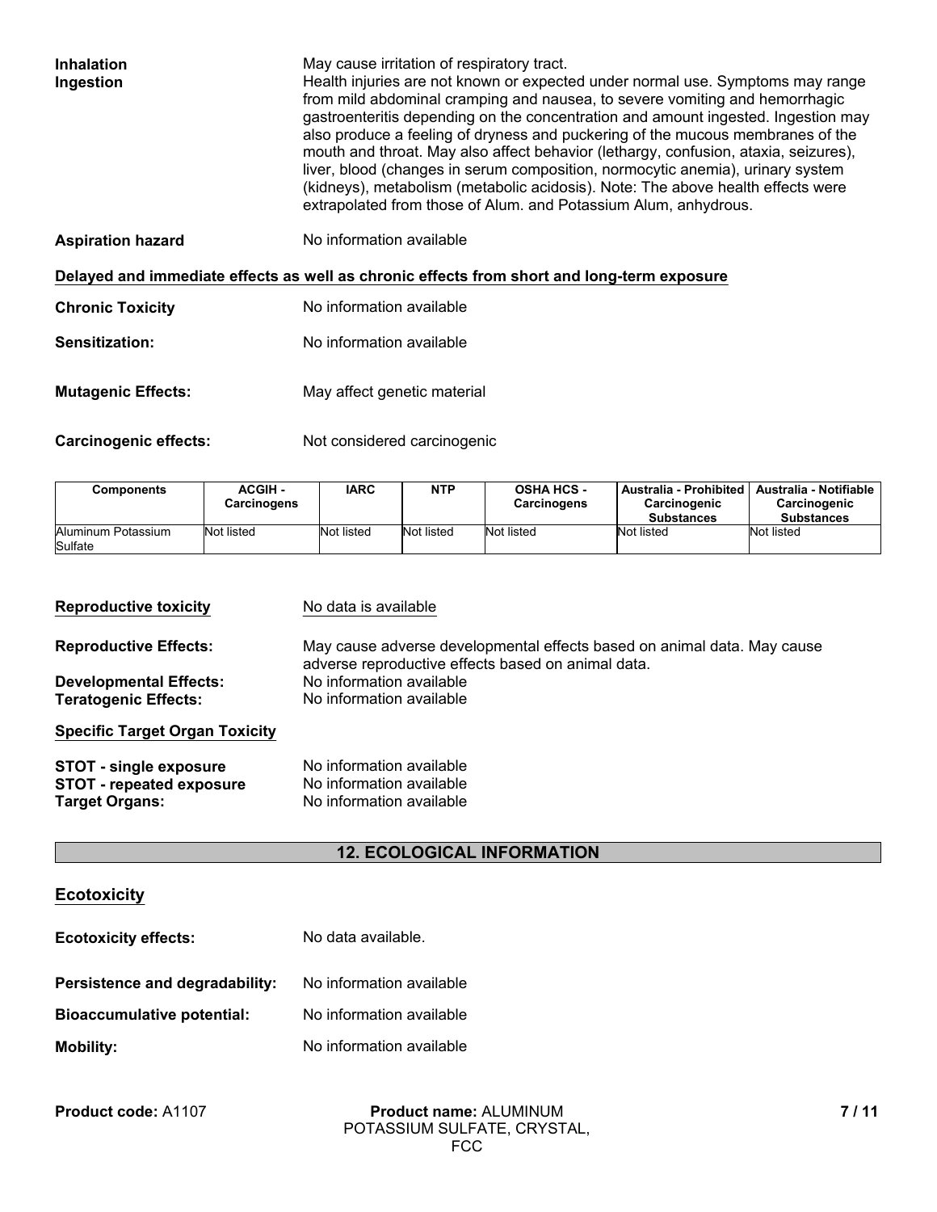**Inhalation** May cause irritation of respiratory tract.

**Ingestion** Health injuries are not known or expected under normal use. Symptoms may range from mild abdominal cramping and nausea, to severe vomiting and hemorrhagic gastroenteritis depending on the concentration and amount ingested. Ingestion may also produce a feeling of dryness and puckering of the mucous membranes of the mouth and throat. May also affect behavior (lethargy, confusion, ataxia, seizures), liver, blood (changes in serum composition, normocytic anemia), urinary system (kidneys), metabolism (metabolic acidosis). Note: The above health effects were extrapolated from those of Alum. and Potassium Alum, anhydrous.

**Aspiration hazard** No information available

**Delayed and immediate effects as well as chronic effects from short and long-term exposure**

**Chronic Toxicity** No information available

**Sensitization:** No information available

**Mutagenic Effects:** May affect genetic material

**Carcinogenic effects:** Not considered carcinogenic

| Components | ACGIH - Carcinogens | IARC | NTP | OSHA HCS - Carcinogens | Australia - Prohibited Carcinogenic Substances | Australia - Notifiable Carcinogenic Substances |
|---|---|---|---|---|---|---|
| Aluminum Potassium Sulfate | Not listed | Not listed | Not listed | Not listed | Not listed | Not listed |

**Reproductive toxicity** No data is available

**Reproductive Effects:** May cause adverse developmental effects based on animal data. May cause adverse reproductive effects based on animal data.

**Developmental Effects:** No information available

**Teratogenic Effects:** No information available

**Specific Target Organ Toxicity**

**STOT - single exposure** No information available

**STOT - repeated exposure** No information available

**Target Organs:** No information available

## 12. ECOLOGICAL INFORMATION

### Ecotoxicity

**Ecotoxicity effects:** No data available.

**Persistence and degradability:** No information available

**Bioaccumulative potential:** No information available

**Mobility:** No information available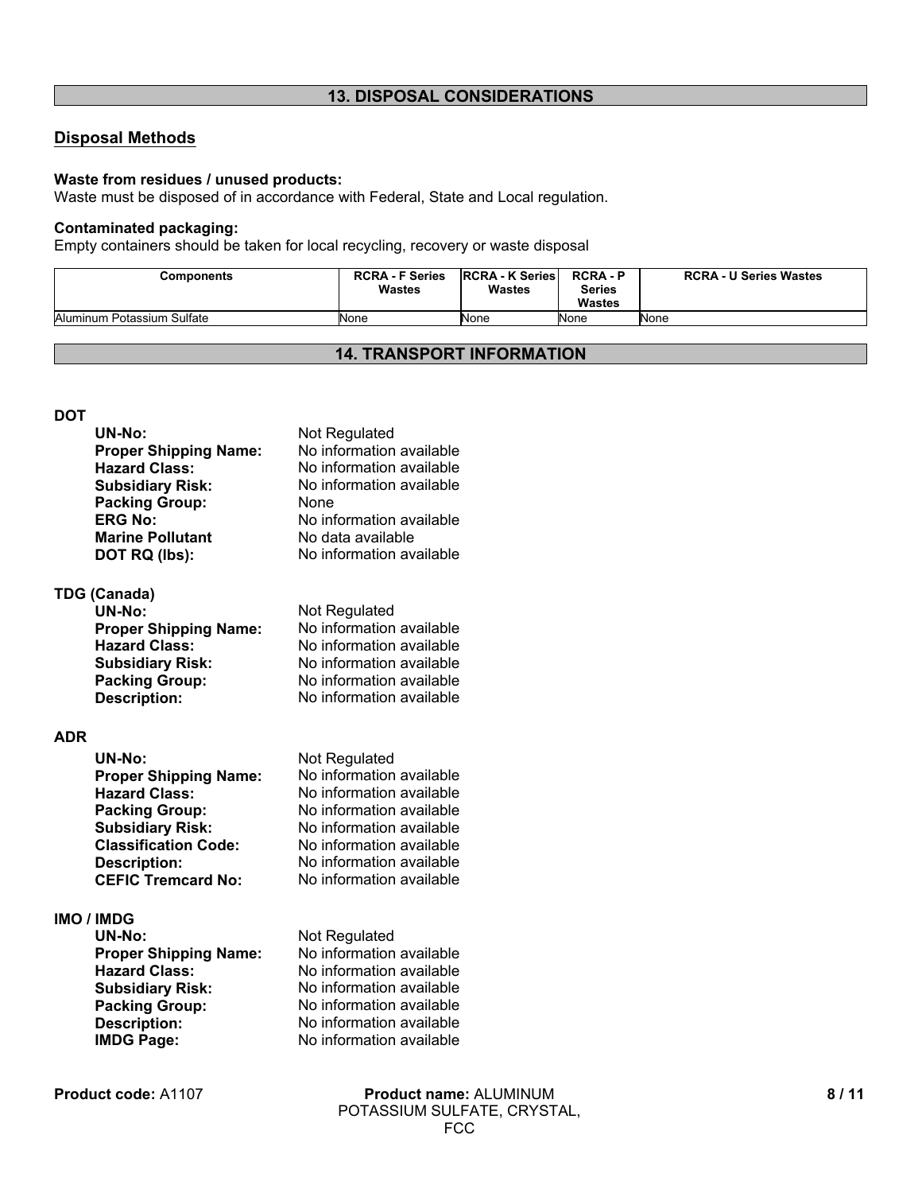## 13. DISPOSAL CONSIDERATIONS

### Disposal Methods

**Waste from residues / unused products:**
Waste must be disposed of in accordance with Federal, State and Local regulation.

**Contaminated packaging:**
Empty containers should be taken for local recycling, recovery or waste disposal

| Components | RCRA - F Series Wastes | RCRA - K Series Wastes | RCRA - P Series Wastes | RCRA - U Series Wastes |
|---|---|---|---|---|
| Aluminum Potassium Sulfate | None | None | None | None |

## 14. TRANSPORT INFORMATION

**DOT**

| | |
|---|---|
| **UN-No:** | Not Regulated |
| **Proper Shipping Name:** | No information available |
| **Hazard Class:** | No information available |
| **Subsidiary Risk:** | No information available |
| **Packing Group:** | None |
| **ERG No:** | No information available |
| **Marine Pollutant** | No data available |
| **DOT RQ (lbs):** | No information available |

**TDG (Canada)**

| | |
|---|---|
| **UN-No:** | Not Regulated |
| **Proper Shipping Name:** | No information available |
| **Hazard Class:** | No information available |
| **Subsidiary Risk:** | No information available |
| **Packing Group:** | No information available |
| **Description:** | No information available |

**ADR**

| | |
|---|---|
| **UN-No:** | Not Regulated |
| **Proper Shipping Name:** | No information available |
| **Hazard Class:** | No information available |
| **Packing Group:** | No information available |
| **Subsidiary Risk:** | No information available |
| **Classification Code:** | No information available |
| **Description:** | No information available |
| **CEFIC Tremcard No:** | No information available |

**IMO / IMDG**

| | |
|---|---|
| **UN-No:** | Not Regulated |
| **Proper Shipping Name:** | No information available |
| **Hazard Class:** | No information available |
| **Subsidiary Risk:** | No information available |
| **Packing Group:** | No information available |
| **Description:** | No information available |
| **IMDG Page:** | No information available |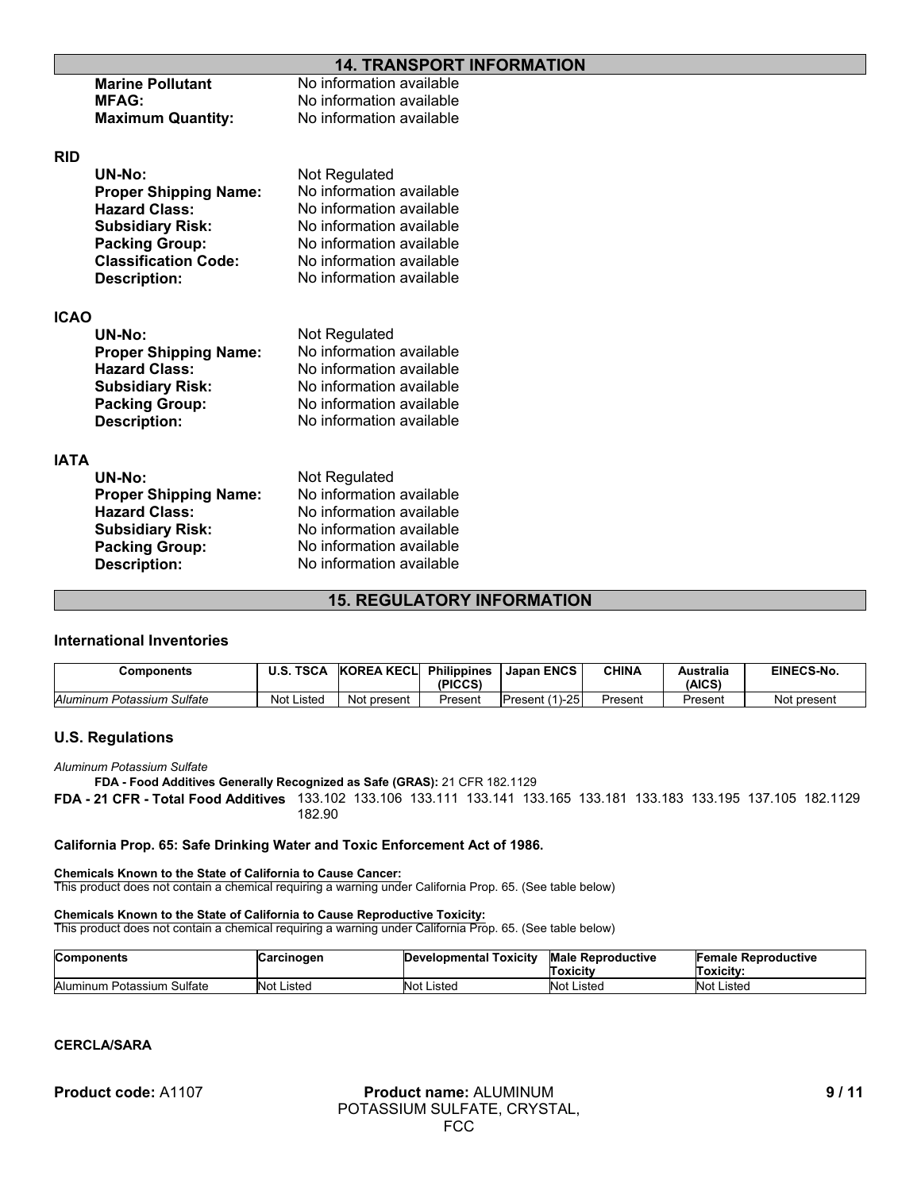## 14. TRANSPORT INFORMATION

**Marine Pollutant** No information available
**MFAG:** No information available
**Maximum Quantity:** No information available

### RID

**UN-No:** Not Regulated
**Proper Shipping Name:** No information available
**Hazard Class:** No information available
**Subsidiary Risk:** No information available
**Packing Group:** No information available
**Classification Code:** No information available
**Description:** No information available

### ICAO

**UN-No:** Not Regulated
**Proper Shipping Name:** No information available
**Hazard Class:** No information available
**Subsidiary Risk:** No information available
**Packing Group:** No information available
**Description:** No information available

### IATA

**UN-No:** Not Regulated
**Proper Shipping Name:** No information available
**Hazard Class:** No information available
**Subsidiary Risk:** No information available
**Packing Group:** No information available
**Description:** No information available

## 15. REGULATORY INFORMATION

### International Inventories

| Components | U.S. TSCA | KOREA KECL | Philippines (PICCS) | Japan ENCS | CHINA | Australia (AICS) | EINECS-No. |
|---|---|---|---|---|---|---|---|
| *Aluminum Potassium Sulfate* | Not Listed | Not present | Present | Present (1)-25 | Present | Present | Not present |

### U.S. Regulations

*Aluminum Potassium Sulfate*

**FDA - Food Additives Generally Recognized as Safe (GRAS):** 21 CFR 182.1129

**FDA - 21 CFR - Total Food Additives** 133.102 133.106 133.111 133.141 133.165 133.181 133.183 133.195 137.105 182.1129 182.90

**California Prop. 65: Safe Drinking Water and Toxic Enforcement Act of 1986.**

**Chemicals Known to the State of California to Cause Cancer:**
This product does not contain a chemical requiring a warning under California Prop. 65. (See table below)

**Chemicals Known to the State of California to Cause Reproductive Toxicity:**
This product does not contain a chemical requiring a warning under California Prop. 65. (See table below)

| Components | Carcinogen | Developmental Toxicity | Male Reproductive Toxicity | Female Reproductive Toxicity: |
|---|---|---|---|---|
| Aluminum Potassium Sulfate | Not Listed | Not Listed | Not Listed | Not Listed |

**CERCLA/SARA**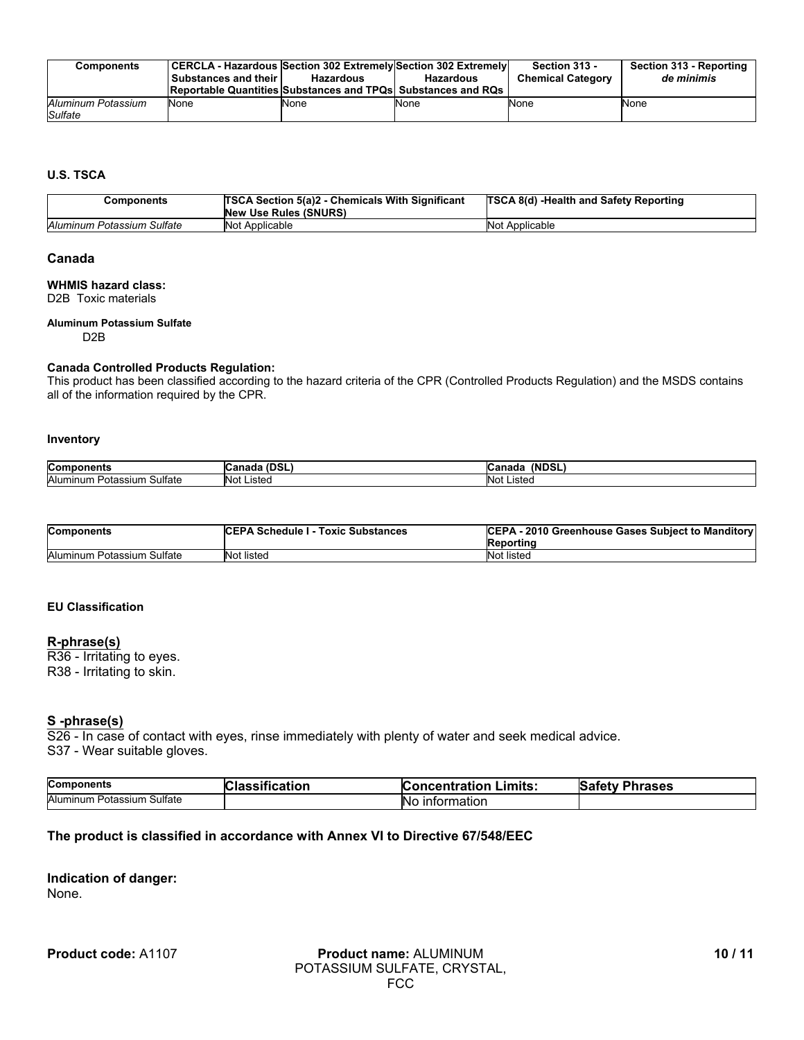| Components | CERCLA - Hazardous Substances and their Reportable Quantities | Section 302 Extremely Hazardous Substances and TPQs | Section 302 Extremely Hazardous Substances and RQs | Section 313 - Chemical Category | Section 313 - Reporting *de minimis* |
|---|---|---|---|---|---|
| *Aluminum Potassium Sulfate* | None | None | None | None | None |

#### U.S. TSCA

| Components | TSCA Section 5(a)2 - Chemicals With Significant New Use Rules (SNURS) | TSCA 8(d) -Health and Safety Reporting |
|---|---|---|
| *Aluminum Potassium Sulfate* | Not Applicable | Not Applicable |

### Canada

**WHMIS hazard class:**
D2B Toxic materials

**Aluminum Potassium Sulfate**
D2B

**Canada Controlled Products Regulation:**
This product has been classified according to the hazard criteria of the CPR (Controlled Products Regulation) and the MSDS contains all of the information required by the CPR.

#### Inventory

| Components | Canada (DSL) | Canada (NDSL) |
|---|---|---|
| Aluminum Potassium Sulfate | Not Listed | Not Listed |

| Components | CEPA Schedule I - Toxic Substances | CEPA - 2010 Greenhouse Gases Subject to Manditory Reporting |
|---|---|---|
| Aluminum Potassium Sulfate | Not listed | Not listed |

#### EU Classification

**R-phrase(s)**
R36 - Irritating to eyes.
R38 - Irritating to skin.

**S -phrase(s)**
S26 - In case of contact with eyes, rinse immediately with plenty of water and seek medical advice.
S37 - Wear suitable gloves.

| Components | Classification | Concentration Limits: | Safety Phrases |
|---|---|---|---|
| Aluminum Potassium Sulfate | | No information | |

**The product is classified in accordance with Annex VI to Directive 67/548/EEC**

**Indication of danger:**
None.

**Product code:** A1107 **Product name:** ALUMINUM POTASSIUM SULFATE, CRYSTAL, FCC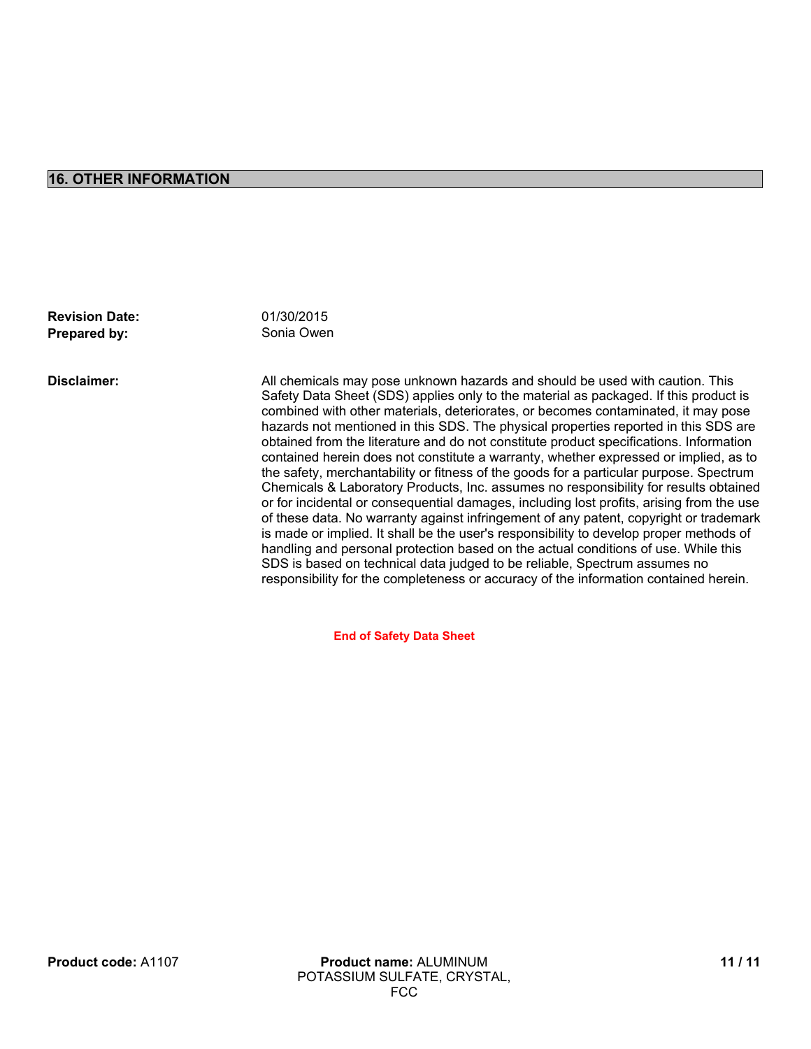## 16. OTHER INFORMATION

**Revision Date:** 01/30/2015
**Prepared by:** Sonia Owen

**Disclaimer:** All chemicals may pose unknown hazards and should be used with caution. This Safety Data Sheet (SDS) applies only to the material as packaged. If this product is combined with other materials, deteriorates, or becomes contaminated, it may pose hazards not mentioned in this SDS. The physical properties reported in this SDS are obtained from the literature and do not constitute product specifications. Information contained herein does not constitute a warranty, whether expressed or implied, as to the safety, merchantability or fitness of the goods for a particular purpose. Spectrum Chemicals & Laboratory Products, Inc. assumes no responsibility for results obtained or for incidental or consequential damages, including lost profits, arising from the use of these data. No warranty against infringement of any patent, copyright or trademark is made or implied. It shall be the user's responsibility to develop proper methods of handling and personal protection based on the actual conditions of use. While this SDS is based on technical data judged to be reliable, Spectrum assumes no responsibility for the completeness or accuracy of the information contained herein.

**End of Safety Data Sheet**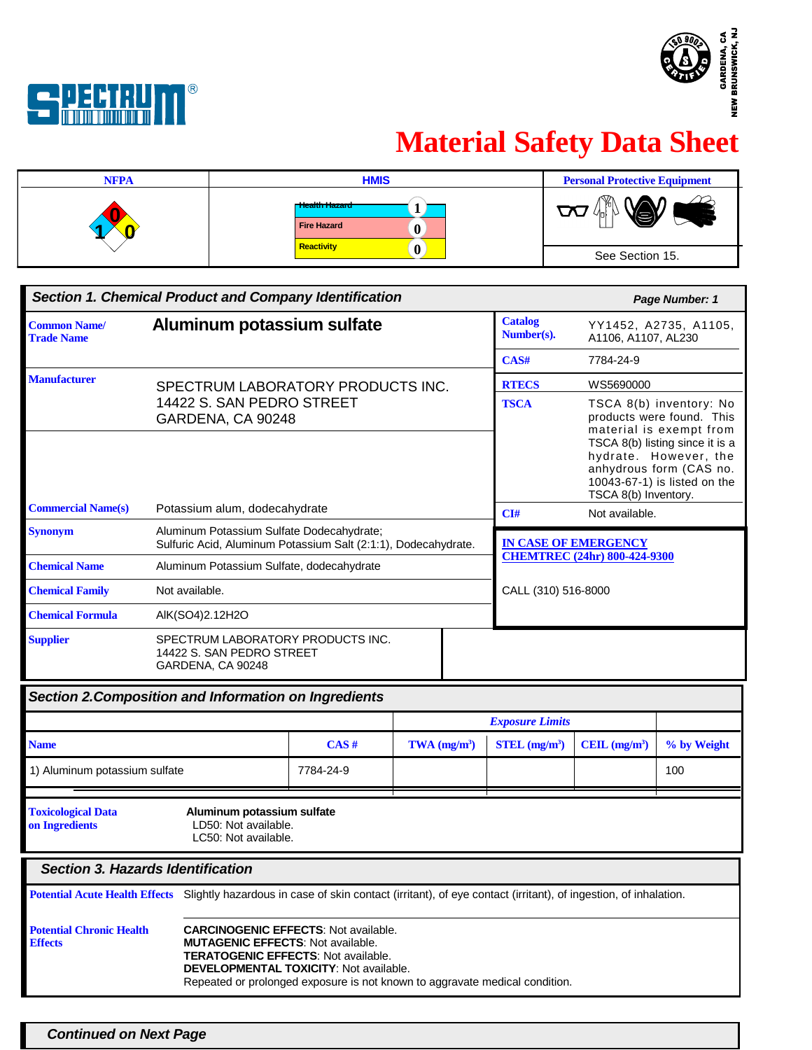SPECTRUM®

GARDENA, CA
NEW BRUNSWICK, NJ

# Material Safety Data Sheet

| NFPA | HMIS | | Personal Protective Equipment |
|---|---|---|---|
| Health: 1, Fire: 0, Reactivity: 0 | Health Hazard | 1 | See Section 15. |
| | Fire Hazard | 0 | |
| | Reactivity | 0 | |

## Section 1. Chemical Product and Company Identification

Page Number: 1

| | | | |
|---|---|---|---|
| **Common Name/ Trade Name** | **Aluminum potassium sulfate** | **Catalog Number(s).** | YY1452, A2735, A1105, A1106, A1107, AL230 |
| | | **CAS#** | 7784-24-9 |
| **Manufacturer** | SPECTRUM LABORATORY PRODUCTS INC. 14422 S. SAN PEDRO STREET GARDENA, CA 90248 | **RTECS** | WS5690000 |
| | | **TSCA** | TSCA 8(b) inventory: No products were found. This material is exempt from TSCA 8(b) listing since it is a hydrate. However, the anhydrous form (CAS no. 10043-67-1) is listed on the TSCA 8(b) Inventory. |
| **Commercial Name(s)** | Potassium alum, dodecahydrate | **CI#** | Not available. |
| **Synonym** | Aluminum Potassium Sulfate Dodecahydrate; Sulfuric Acid, Aluminum Potassium Salt (2:1:1), Dodecahydrate. | | |
| **Chemical Name** | Aluminum Potassium Sulfate, dodecahydrate | | |
| **Chemical Family** | Not available. | | |
| **Chemical Formula** | AlK(SO4)2.12H2O | | |
| **Supplier** | SPECTRUM LABORATORY PRODUCTS INC. 14422 S. SAN PEDRO STREET GARDENA, CA 90248 | | |

**IN CASE OF EMERGENCY**
**CHEMTREC (24hr) 800-424-9300**

CALL (310) 516-8000

## Section 2. Composition and Information on Ingredients

| | | *Exposure Limits* | | | |
|---|---|---|---|---|---|
| **Name** | **CAS #** | **TWA ($mg/m^3$)** | **STEL ($mg/m^3$)** | **CEIL ($mg/m^3$)** | **% by Weight** |
| 1) Aluminum potassium sulfate | 7784-24-9 | | | | 100 |

**Toxicological Data on Ingredients**

**Aluminum potassium sulfate**
LD50: Not available.
LC50: Not available.

## Section 3. Hazards Identification

**Potential Acute Health Effects**
Slightly hazardous in case of skin contact (irritant), of eye contact (irritant), of ingestion, of inhalation.

**Potential Chronic Health Effects**
**CARCINOGENIC EFFECTS**: Not available.
**MUTAGENIC EFFECTS**: Not available.
**TERATOGENIC EFFECTS**: Not available.
**DEVELOPMENTAL TOXICITY**: Not available.
Repeated or prolonged exposure is not known to aggravate medical condition.

*Continued on Next Page*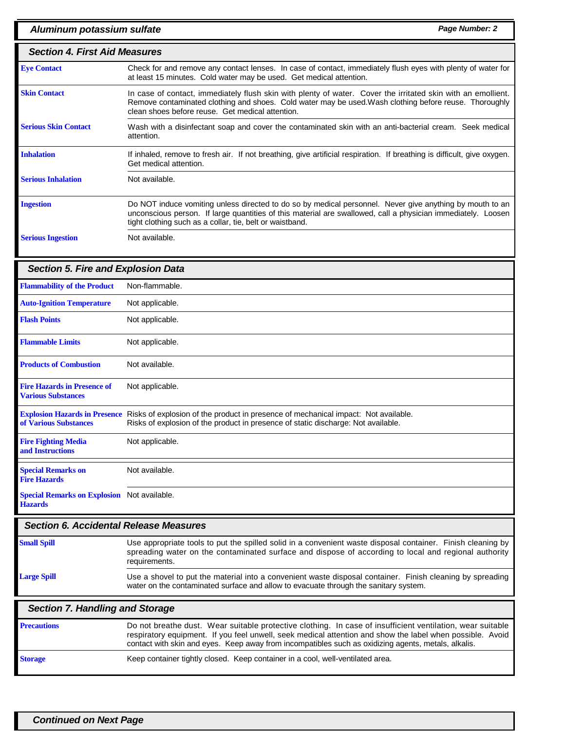## Section 4. First Aid Measures

| | |
|---|---|
| **Eye Contact** | Check for and remove any contact lenses. In case of contact, immediately flush eyes with plenty of water for at least 15 minutes. Cold water may be used. Get medical attention. |
| **Skin Contact** | In case of contact, immediately flush skin with plenty of water. Cover the irritated skin with an emollient. Remove contaminated clothing and shoes. Cold water may be used.Wash clothing before reuse. Thoroughly clean shoes before reuse. Get medical attention. |
| **Serious Skin Contact** | Wash with a disinfectant soap and cover the contaminated skin with an anti-bacterial cream. Seek medical attention. |
| **Inhalation** | If inhaled, remove to fresh air. If not breathing, give artificial respiration. If breathing is difficult, give oxygen. Get medical attention. |
| **Serious Inhalation** | Not available. |
| **Ingestion** | Do NOT induce vomiting unless directed to do so by medical personnel. Never give anything by mouth to an unconscious person. If large quantities of this material are swallowed, call a physician immediately. Loosen tight clothing such as a collar, tie, belt or waistband. |
| **Serious Ingestion** | Not available. |

## Section 5. Fire and Explosion Data

| | |
|---|---|
| **Flammability of the Product** | Non-flammable. |
| **Auto-Ignition Temperature** | Not applicable. |
| **Flash Points** | Not applicable. |
| **Flammable Limits** | Not applicable. |
| **Products of Combustion** | Not available. |
| **Fire Hazards in Presence of Various Substances** | Not applicable. |
| **Explosion Hazards in Presence of Various Substances** | Risks of explosion of the product in presence of mechanical impact: Not available.<br>Risks of explosion of the product in presence of static discharge: Not available. |
| **Fire Fighting Media and Instructions** | Not applicable. |
| **Special Remarks on Fire Hazards** | Not available. |
| **Special Remarks on Explosion Hazards** | Not available. |

## Section 6. Accidental Release Measures

| | |
|---|---|
| **Small Spill** | Use appropriate tools to put the spilled solid in a convenient waste disposal container. Finish cleaning by spreading water on the contaminated surface and dispose of according to local and regional authority requirements. |
| **Large Spill** | Use a shovel to put the material into a convenient waste disposal container. Finish cleaning by spreading water on the contaminated surface and allow to evacuate through the sanitary system. |

## Section 7. Handling and Storage

| | |
|---|---|
| **Precautions** | Do not breathe dust. Wear suitable protective clothing. In case of insufficient ventilation, wear suitable respiratory equipment. If you feel unwell, seek medical attention and show the label when possible. Avoid contact with skin and eyes. Keep away from incompatibles such as oxidizing agents, metals, alkalis. |
| **Storage** | Keep container tightly closed. Keep container in a cool, well-ventilated area. |

**Continued on Next Page**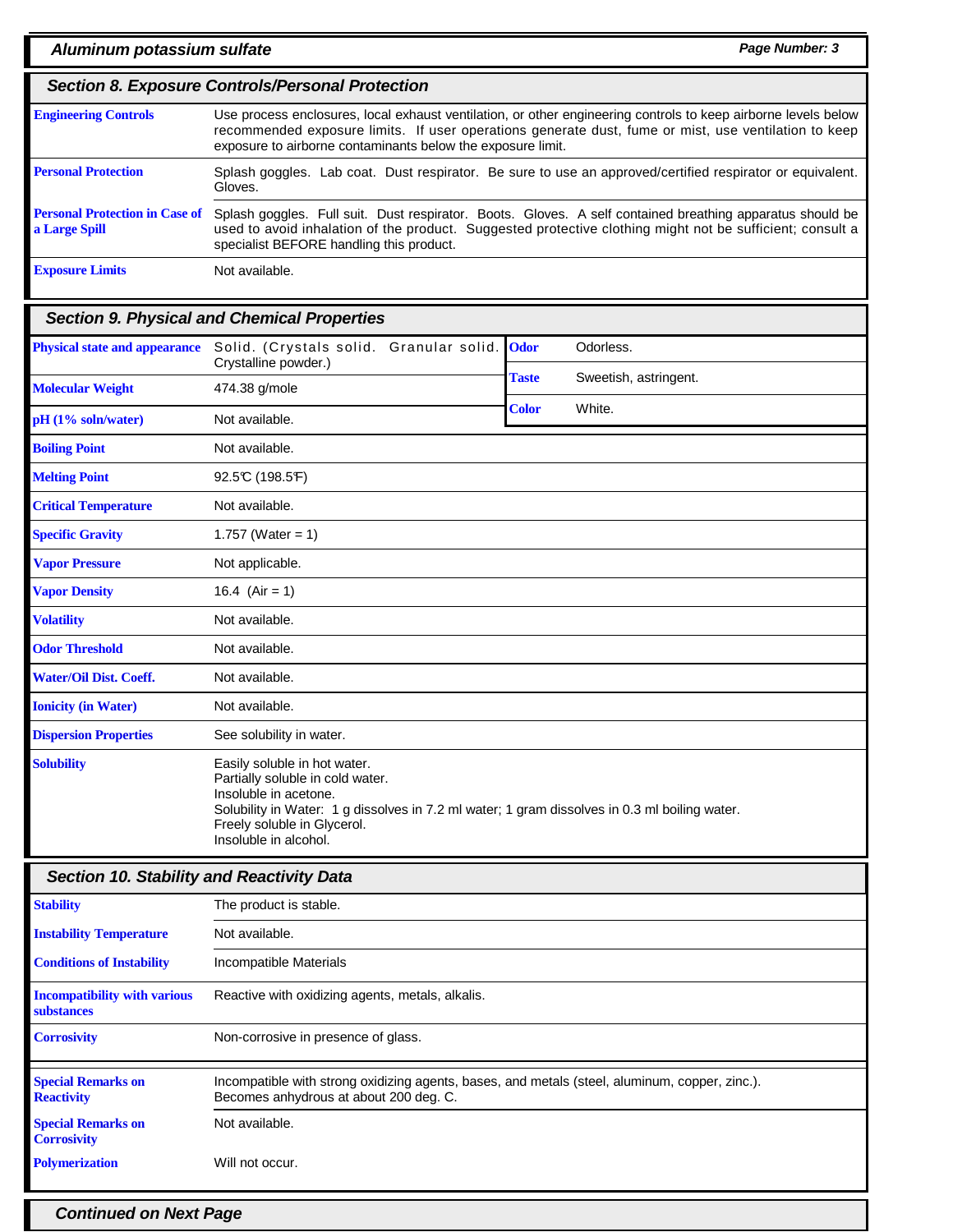## Section 8. Exposure Controls/Personal Protection

| | |
|---|---|
| **Engineering Controls** | Use process enclosures, local exhaust ventilation, or other engineering controls to keep airborne levels below recommended exposure limits. If user operations generate dust, fume or mist, use ventilation to keep exposure to airborne contaminants below the exposure limit. |
| **Personal Protection** | Splash goggles. Lab coat. Dust respirator. Be sure to use an approved/certified respirator or equivalent. Gloves. |
| **Personal Protection in Case of a Large Spill** | Splash goggles. Full suit. Dust respirator. Boots. Gloves. A self contained breathing apparatus should be used to avoid inhalation of the product. Suggested protective clothing might not be sufficient; consult a specialist BEFORE handling this product. |
| **Exposure Limits** | Not available. |

## Section 9. Physical and Chemical Properties

| | | | |
|---|---|---|---|
| **Physical state and appearance** | Solid. (Crystals solid. Granular solid. Crystalline powder.) | **Odor** | Odorless. |
| **Molecular Weight** | 474.38 g/mole | **Taste** | Sweetish, astringent. |
| **pH (1% soln/water)** | Not available. | **Color** | White. |

| | |
|---|---|
| **Boiling Point** | Not available. |
| **Melting Point** | 92.5°C (198.5°F) |
| **Critical Temperature** | Not available. |
| **Specific Gravity** | 1.757 (Water = 1) |
| **Vapor Pressure** | Not applicable. |
| **Vapor Density** | 16.4 (Air = 1) |
| **Volatility** | Not available. |
| **Odor Threshold** | Not available. |
| **Water/Oil Dist. Coeff.** | Not available. |
| **Ionicity (in Water)** | Not available. |
| **Dispersion Properties** | See solubility in water. |
| **Solubility** | Easily soluble in hot water.<br>Partially soluble in cold water.<br>Insoluble in acetone.<br>Solubility in Water: 1 g dissolves in 7.2 ml water; 1 gram dissolves in 0.3 ml boiling water.<br>Freely soluble in Glycerol.<br>Insoluble in alcohol. |

## Section 10. Stability and Reactivity Data

| | |
|---|---|
| **Stability** | The product is stable. |
| **Instability Temperature** | Not available. |
| **Conditions of Instability** | Incompatible Materials |
| **Incompatibility with various substances** | Reactive with oxidizing agents, metals, alkalis. |
| **Corrosivity** | Non-corrosive in presence of glass. |
| **Special Remarks on Reactivity** | Incompatible with strong oxidizing agents, bases, and metals (steel, aluminum, copper, zinc.). Becomes anhydrous at about 200 deg. C. |
| **Special Remarks on Corrosivity** | Not available. |
| **Polymerization** | Will not occur. |

**Continued on Next Page**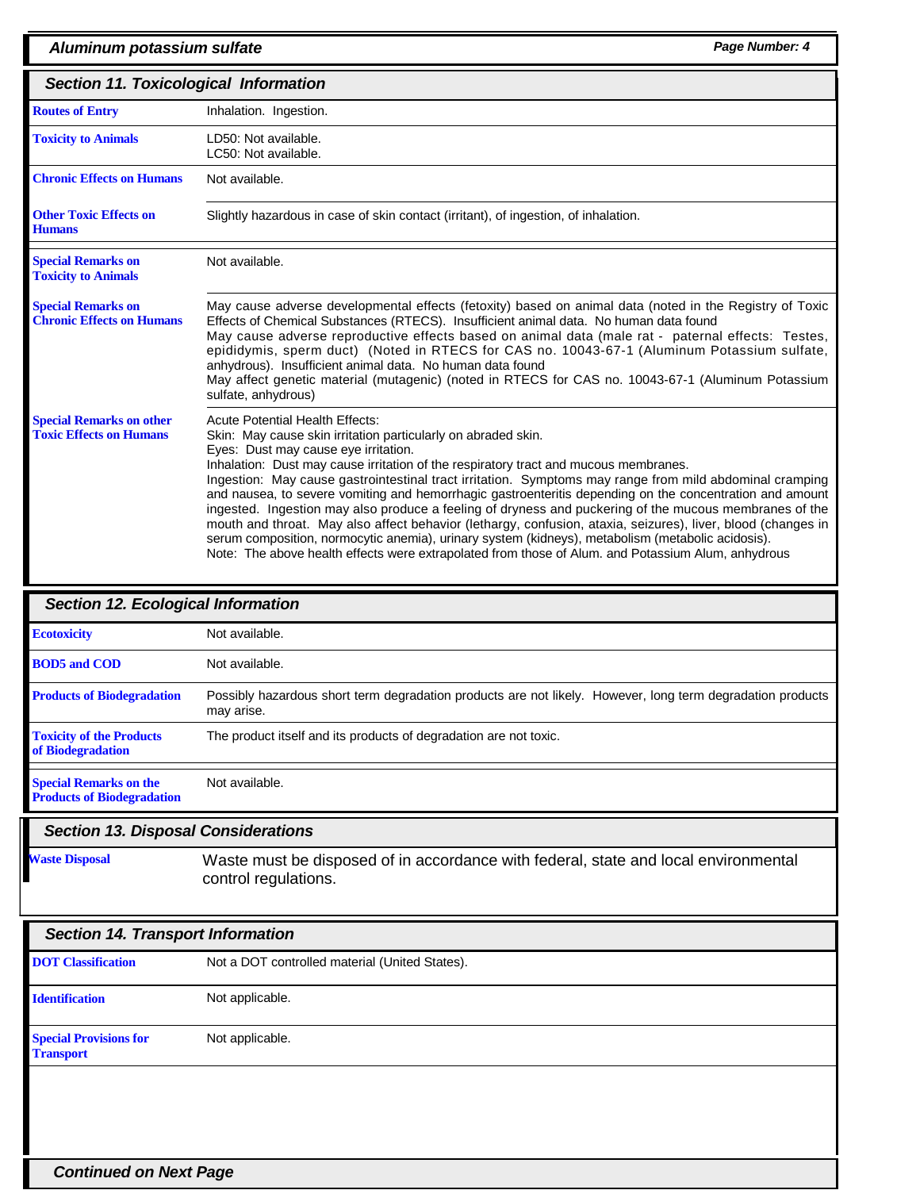## Section 11. Toxicological Information

| | |
|---|---|
| **Routes of Entry** | Inhalation. Ingestion. |
| **Toxicity to Animals** | LD50: Not available.<br>LC50: Not available. |
| **Chronic Effects on Humans** | Not available. |
| **Other Toxic Effects on Humans** | Slightly hazardous in case of skin contact (irritant), of ingestion, of inhalation. |
| **Special Remarks on Toxicity to Animals** | Not available. |
| **Special Remarks on Chronic Effects on Humans** | May cause adverse developmental effects (fetoxity) based on animal data (noted in the Registry of Toxic Effects of Chemical Substances (RTECS). Insufficient animal data. No human data found<br>May cause adverse reproductive effects based on animal data (male rat - paternal effects: Testes, epididymis, sperm duct) (Noted in RTECS for CAS no. 10043-67-1 (Aluminum Potassium sulfate, anhydrous). Insufficient animal data. No human data found<br>May affect genetic material (mutagenic) (noted in RTECS for CAS no. 10043-67-1 (Aluminum Potassium sulfate, anhydrous) |
| **Special Remarks on other Toxic Effects on Humans** | Acute Potential Health Effects:<br>Skin: May cause skin irritation particularly on abraded skin.<br>Eyes: Dust may cause eye irritation.<br>Inhalation: Dust may cause irritation of the respiratory tract and mucous membranes.<br>Ingestion: May cause gastrointestinal tract irritation. Symptoms may range from mild abdominal cramping and nausea, to severe vomiting and hemorrhagic gastroenteritis depending on the concentration and amount ingested. Ingestion may also produce a feeling of dryness and puckering of the mucous membranes of the mouth and throat. May also affect behavior (lethargy, confusion, ataxia, seizures), liver, blood (changes in serum composition, normocytic anemia), urinary system (kidneys), metabolism (metabolic acidosis).<br>Note: The above health effects were extrapolated from those of Alum. and Potassium Alum, anhydrous |

## Section 12. Ecological Information

| | |
|---|---|
| **Ecotoxicity** | Not available. |
| **BOD5 and COD** | Not available. |
| **Products of Biodegradation** | Possibly hazardous short term degradation products are not likely. However, long term degradation products may arise. |
| **Toxicity of the Products of Biodegradation** | The product itself and its products of degradation are not toxic. |
| **Special Remarks on the Products of Biodegradation** | Not available. |

## Section 13. Disposal Considerations

| | |
|---|---|
| **Waste Disposal** | Waste must be disposed of in accordance with federal, state and local environmental control regulations. |

## Section 14. Transport Information

| | |
|---|---|
| **DOT Classification** | Not a DOT controlled material (United States). |
| **Identification** | Not applicable. |
| **Special Provisions for Transport** | Not applicable. |

***Continued on Next Page***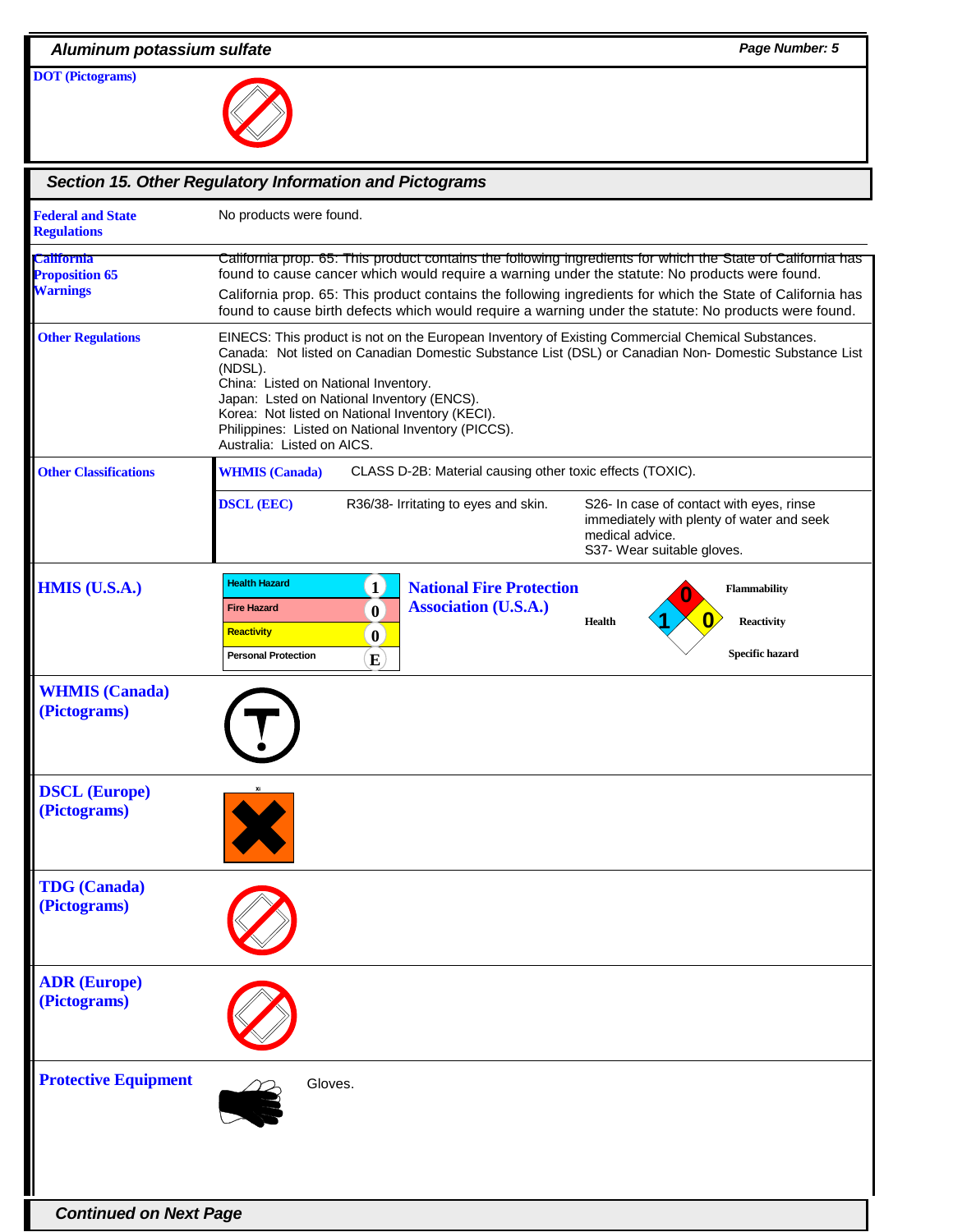**DOT (Pictograms)**

## Section 15. Other Regulatory Information and Pictograms

**Federal and State Regulations**

No products were found.

**California Proposition 65 Warnings**

California prop. 65: This product contains the following ingredients for which the State of California has found to cause cancer which would require a warning under the statute: No products were found.

California prop. 65: This product contains the following ingredients for which the State of California has found to cause birth defects which would require a warning under the statute: No products were found.

**Other Regulations**

EINECS: This product is not on the European Inventory of Existing Commercial Chemical Substances.
Canada: Not listed on Canadian Domestic Substance List (DSL) or Canadian Non- Domestic Substance List (NDSL).
China: Listed on National Inventory.
Japan: Lsted on National Inventory (ENCS).
Korea: Not listed on National Inventory (KECI).
Philippines: Listed on National Inventory (PICCS).
Australia: Listed on AICS.

**Other Classifications**

**WHMIS (Canada)** CLASS D-2B: Material causing other toxic effects (TOXIC).

**DSCL (EEC)** R36/38- Irritating to eyes and skin.

S26- In case of contact with eyes, rinse immediately with plenty of water and seek medical advice.
S37- Wear suitable gloves.

**HMIS (U.S.A.)**

| Health Hazard | 1 |
|---|---|
| Fire Hazard | 0 |
| Reactivity | 0 |
| Personal Protection | E |

**National Fire Protection Association (U.S.A.)**

Flammability: 0
Health: 1
Reactivity: 0
Specific hazard

**WHMIS (Canada) (Pictograms)**

**DSCL (Europe) (Pictograms)**

Xi

**TDG (Canada) (Pictograms)**

**ADR (Europe) (Pictograms)**

**Protective Equipment**

Gloves.

*Continued on Next Page*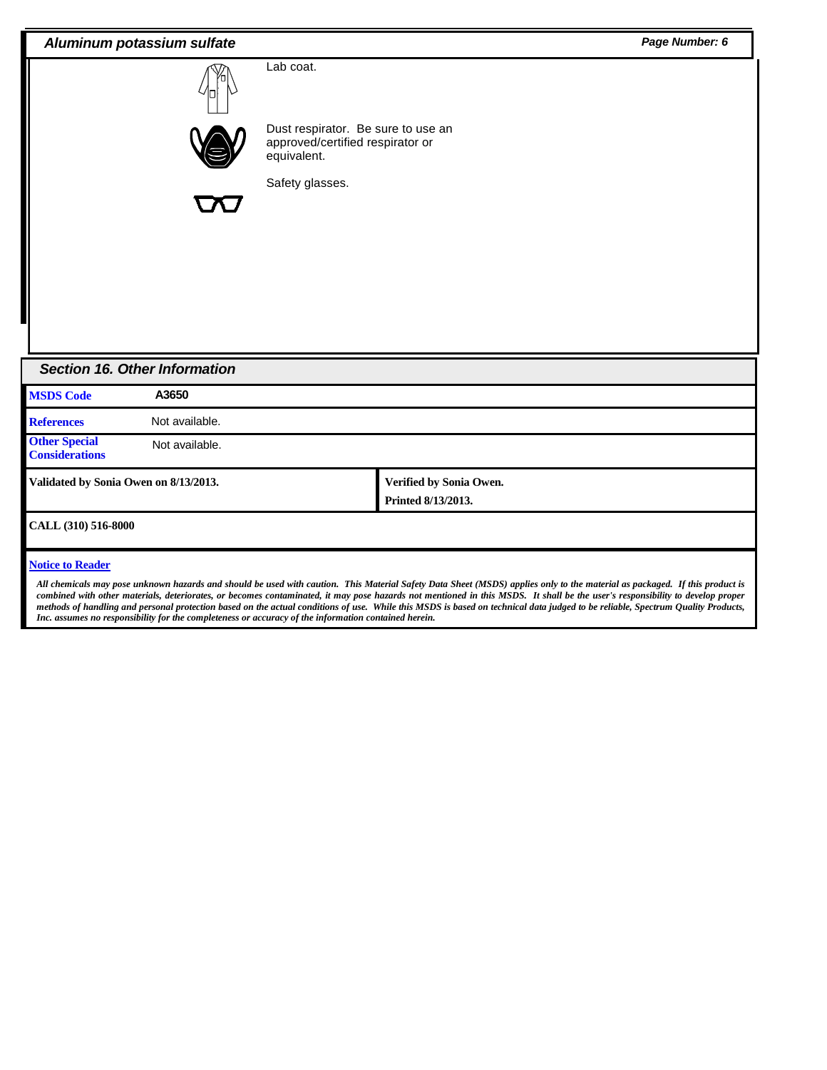Lab coat.

Dust respirator. Be sure to use an approved/certified respirator or equivalent.

Safety glasses.

## Section 16. Other Information

| | |
|---|---|
| **MSDS Code** | **A3650** |
| **References** | Not available. |
| **Other Special Considerations** | Not available. |

| | |
|---|---|
| **Validated by Sonia Owen on 8/13/2013.** | **Verified by Sonia Owen.**<br>**Printed 8/13/2013.** |

**CALL (310) 516-8000**

**Notice to Reader**

***All chemicals may pose unknown hazards and should be used with caution. This Material Safety Data Sheet (MSDS) applies only to the material as packaged. If this product is combined with other materials, deteriorates, or becomes contaminated, it may pose hazards not mentioned in this MSDS. It shall be the user's responsibility to develop proper methods of handling and personal protection based on the actual conditions of use. While this MSDS is based on technical data judged to be reliable, Spectrum Quality Products, Inc. assumes no responsibility for the completeness or accuracy of the information contained herein.***